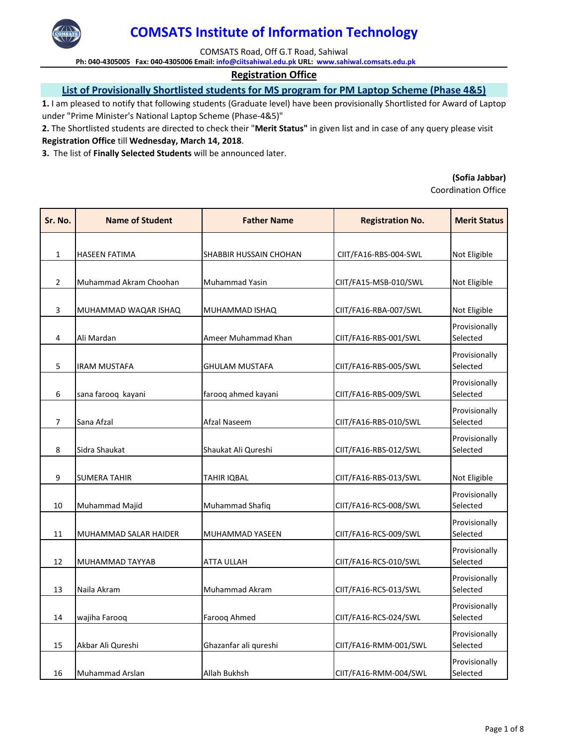# COMSATS Institute of Information Technology

COMSATS Road, Off G.T Road, Sahiwal

**Ph: 040-4305005 Fax: 040-4305006 Email: info@ciitsahiwal.edu.pk URL: www.sahiwal.comsats.edu.pk**

## Registration Office

## List of Provisionally Shortlisted students for MS program for PM Laptop Scheme (Phase 4&5)

**1.** I am pleased to notify that following students (Graduate level) have been provisionally Shortlisted for Award of Laptop under "Prime Minister's National Laptop Scheme (Phase-4&5)"

**2.** The Shortlisted students are directed to check their "**Merit Status"** in given list and in case of any query please visit **Registration Office** till **Wednesday, March 14, 2018**.

**3.** The list of **Finally Selected Students** will be announced later.

**(Sofia Jabbar)**
Coordination Office

| Sr. No. | Name of Student | Father Name | Registration No. | Merit Status |
|---|---|---|---|---|
| 1 | HASEEN FATIMA | SHABBIR HUSSAIN CHOHAN | CIIT/FA16-RBS-004-SWL | Not Eligible |
| 2 | Muhammad Akram Choohan | Muhammad Yasin | CIIT/FA15-MSB-010/SWL | Not Eligible |
| 3 | MUHAMMAD WAQAR ISHAQ | MUHAMMAD ISHAQ | CIIT/FA16-RBA-007/SWL | Not Eligible |
| 4 | Ali Mardan | Ameer Muhammad Khan | CIIT/FA16-RBS-001/SWL | Provisionally Selected |
| 5 | IRAM MUSTAFA | GHULAM MUSTAFA | CIIT/FA16-RBS-005/SWL | Provisionally Selected |
| 6 | sana farooq kayani | farooq ahmed kayani | CIIT/FA16-RBS-009/SWL | Provisionally Selected |
| 7 | Sana Afzal | Afzal Naseem | CIIT/FA16-RBS-010/SWL | Provisionally Selected |
| 8 | Sidra Shaukat | Shaukat Ali Qureshi | CIIT/FA16-RBS-012/SWL | Provisionally Selected |
| 9 | SUMERA TAHIR | TAHIR IQBAL | CIIT/FA16-RBS-013/SWL | Not Eligible |
| 10 | Muhammad Majid | Muhammad Shafiq | CIIT/FA16-RCS-008/SWL | Provisionally Selected |
| 11 | MUHAMMAD SALAR HAIDER | MUHAMMAD YASEEN | CIIT/FA16-RCS-009/SWL | Provisionally Selected |
| 12 | MUHAMMAD TAYYAB | ATTA ULLAH | CIIT/FA16-RCS-010/SWL | Provisionally Selected |
| 13 | Naila Akram | Muhammad Akram | CIIT/FA16-RCS-013/SWL | Provisionally Selected |
| 14 | wajiha Farooq | Farooq Ahmed | CIIT/FA16-RCS-024/SWL | Provisionally Selected |
| 15 | Akbar Ali Qureshi | Ghazanfar ali qureshi | CIIT/FA16-RMM-001/SWL | Provisionally Selected |
| 16 | Muhammad Arslan | Allah Bukhsh | CIIT/FA16-RMM-004/SWL | Provisionally Selected |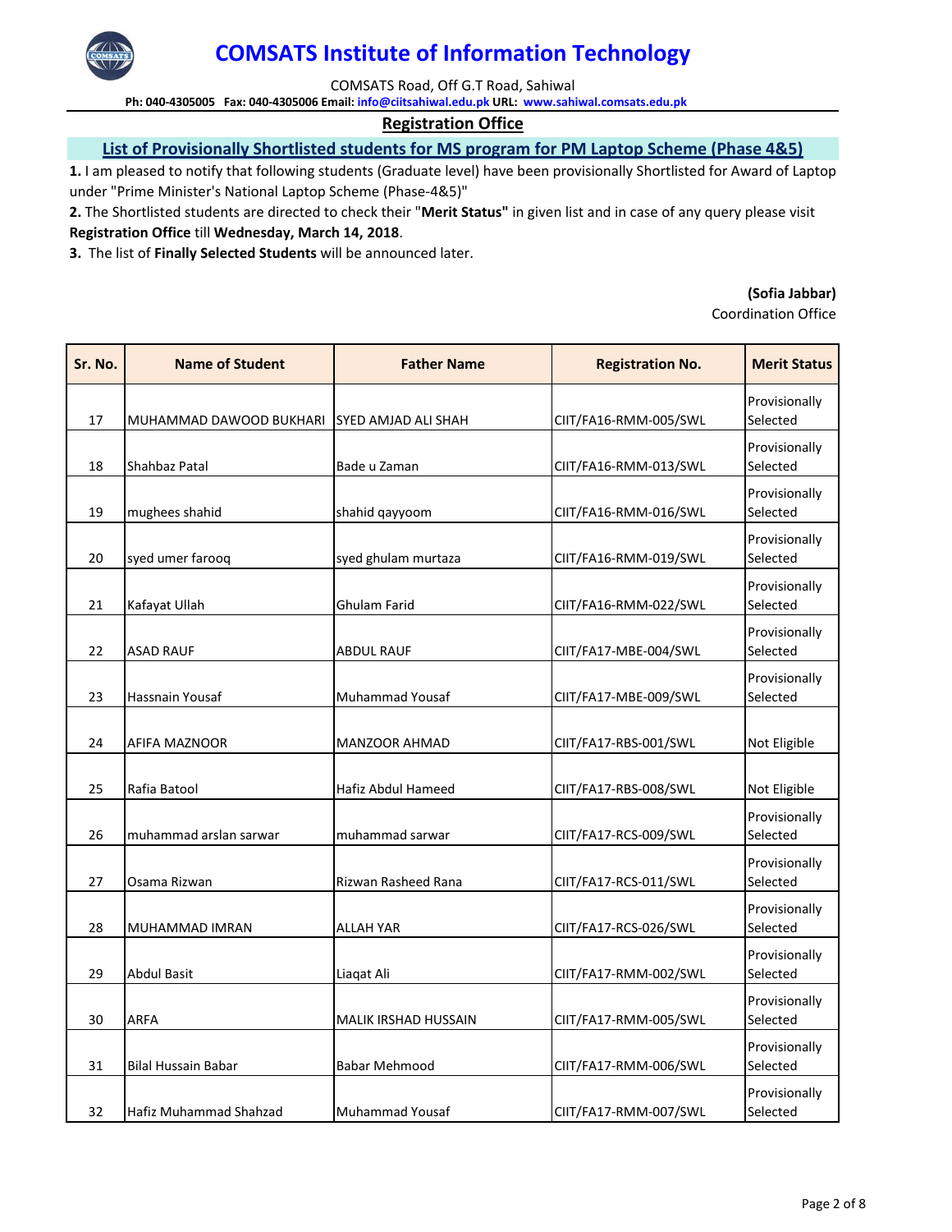# COMSATS Institute of Information Technology

COMSATS Road, Off G.T Road, Sahiwal

**Ph: 040-4305005 Fax: 040-4305006 Email: info@ciitsahiwal.edu.pk URL: www.sahiwal.comsats.edu.pk**

## Registration Office

## List of Provisionally Shortlisted students for MS program for PM Laptop Scheme (Phase 4&5)

**1.** I am pleased to notify that following students (Graduate level) have been provisionally Shortlisted for Award of Laptop under "Prime Minister's National Laptop Scheme (Phase-4&5)"

**2.** The Shortlisted students are directed to check their "**Merit Status"** in given list and in case of any query please visit **Registration Office** till **Wednesday, March 14, 2018**.

**3.** The list of **Finally Selected Students** will be announced later.

**(Sofia Jabbar)**
Coordination Office

| Sr. No. | Name of Student | Father Name | Registration No. | Merit Status |
|---|---|---|---|---|
| 17 | MUHAMMAD DAWOOD BUKHARI | SYED AMJAD ALI SHAH | CIIT/FA16-RMM-005/SWL | Provisionally Selected |
| 18 | Shahbaz Patal | Bade u Zaman | CIIT/FA16-RMM-013/SWL | Provisionally Selected |
| 19 | mughees shahid | shahid qayyoom | CIIT/FA16-RMM-016/SWL | Provisionally Selected |
| 20 | syed umer farooq | syed ghulam murtaza | CIIT/FA16-RMM-019/SWL | Provisionally Selected |
| 21 | Kafayat Ullah | Ghulam Farid | CIIT/FA16-RMM-022/SWL | Provisionally Selected |
| 22 | ASAD RAUF | ABDUL RAUF | CIIT/FA17-MBE-004/SWL | Provisionally Selected |
| 23 | Hassnain Yousaf | Muhammad Yousaf | CIIT/FA17-MBE-009/SWL | Provisionally Selected |
| 24 | AFIFA MAZNOOR | MANZOOR AHMAD | CIIT/FA17-RBS-001/SWL | Not Eligible |
| 25 | Rafia Batool | Hafiz Abdul Hameed | CIIT/FA17-RBS-008/SWL | Not Eligible |
| 26 | muhammad arslan sarwar | muhammad sarwar | CIIT/FA17-RCS-009/SWL | Provisionally Selected |
| 27 | Osama Rizwan | Rizwan Rasheed Rana | CIIT/FA17-RCS-011/SWL | Provisionally Selected |
| 28 | MUHAMMAD IMRAN | ALLAH YAR | CIIT/FA17-RCS-026/SWL | Provisionally Selected |
| 29 | Abdul Basit | Liaqat Ali | CIIT/FA17-RMM-002/SWL | Provisionally Selected |
| 30 | ARFA | MALIK IRSHAD HUSSAIN | CIIT/FA17-RMM-005/SWL | Provisionally Selected |
| 31 | Bilal Hussain Babar | Babar Mehmood | CIIT/FA17-RMM-006/SWL | Provisionally Selected |
| 32 | Hafiz Muhammad Shahzad | Muhammad Yousaf | CIIT/FA17-RMM-007/SWL | Provisionally Selected |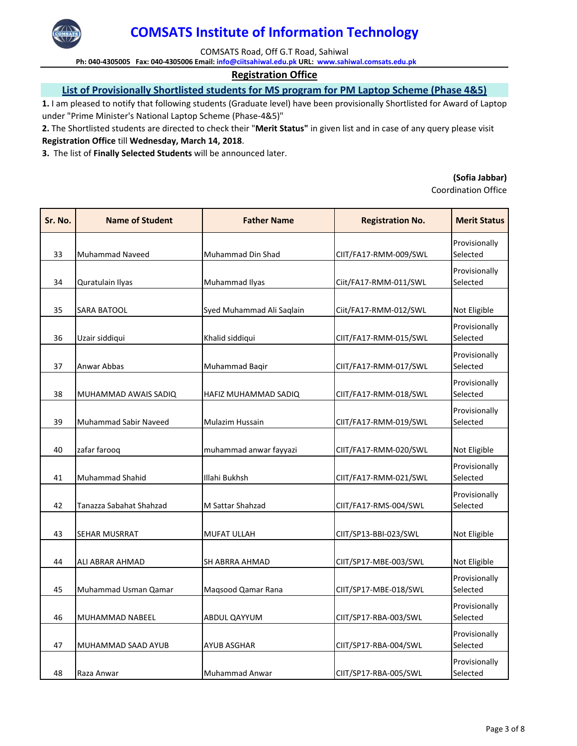# COMSATS Institute of Information Technology

COMSATS Road, Off G.T Road, Sahiwal

**Ph: 040-4305005 Fax: 040-4305006 Email: info@ciitsahiwal.edu.pk URL: www.sahiwal.comsats.edu.pk**

## Registration Office

### List of Provisionally Shortlisted students for MS program for PM Laptop Scheme (Phase 4&5)

**1.** I am pleased to notify that following students (Graduate level) have been provisionally Shortlisted for Award of Laptop under "Prime Minister's National Laptop Scheme (Phase-4&5)"

**2.** The Shortlisted students are directed to check their **"Merit Status"** in given list and in case of any query please visit **Registration Office** till **Wednesday, March 14, 2018**.

**3.** The list of **Finally Selected Students** will be announced later.

**(Sofia Jabbar)**
Coordination Office

| Sr. No. | Name of Student | Father Name | Registration No. | Merit Status |
|---|---|---|---|---|
| 33 | Muhammad Naveed | Muhammad Din Shad | CIIT/FA17-RMM-009/SWL | Provisionally Selected |
| 34 | Quratulain Ilyas | Muhammad Ilyas | Ciit/FA17-RMM-011/SWL | Provisionally Selected |
| 35 | SARA BATOOL | Syed Muhammad Ali Saqlain | Ciit/FA17-RMM-012/SWL | Not Eligible |
| 36 | Uzair siddiqui | Khalid siddiqui | CIIT/FA17-RMM-015/SWL | Provisionally Selected |
| 37 | Anwar Abbas | Muhammad Baqir | CIIT/FA17-RMM-017/SWL | Provisionally Selected |
| 38 | MUHAMMAD AWAIS SADIQ | HAFIZ MUHAMMAD SADIQ | CIIT/FA17-RMM-018/SWL | Provisionally Selected |
| 39 | Muhammad Sabir Naveed | Mulazim Hussain | CIIT/FA17-RMM-019/SWL | Provisionally Selected |
| 40 | zafar farooq | muhammad anwar fayyazi | CIIT/FA17-RMM-020/SWL | Not Eligible |
| 41 | Muhammad Shahid | Illahi Bukhsh | CIIT/FA17-RMM-021/SWL | Provisionally Selected |
| 42 | Tanazza Sabahat Shahzad | M Sattar Shahzad | CIIT/FA17-RMS-004/SWL | Provisionally Selected |
| 43 | SEHAR MUSRRAT | MUFAT ULLAH | CIIT/SP13-BBI-023/SWL | Not Eligible |
| 44 | ALI ABRAR AHMAD | SH ABRRA AHMAD | CIIT/SP17-MBE-003/SWL | Not Eligible |
| 45 | Muhammad Usman Qamar | Maqsood Qamar Rana | CIIT/SP17-MBE-018/SWL | Provisionally Selected |
| 46 | MUHAMMAD NABEEL | ABDUL QAYYUM | CIIT/SP17-RBA-003/SWL | Provisionally Selected |
| 47 | MUHAMMAD SAAD AYUB | AYUB ASGHAR | CIIT/SP17-RBA-004/SWL | Provisionally Selected |
| 48 | Raza Anwar | Muhammad Anwar | CIIT/SP17-RBA-005/SWL | Provisionally Selected |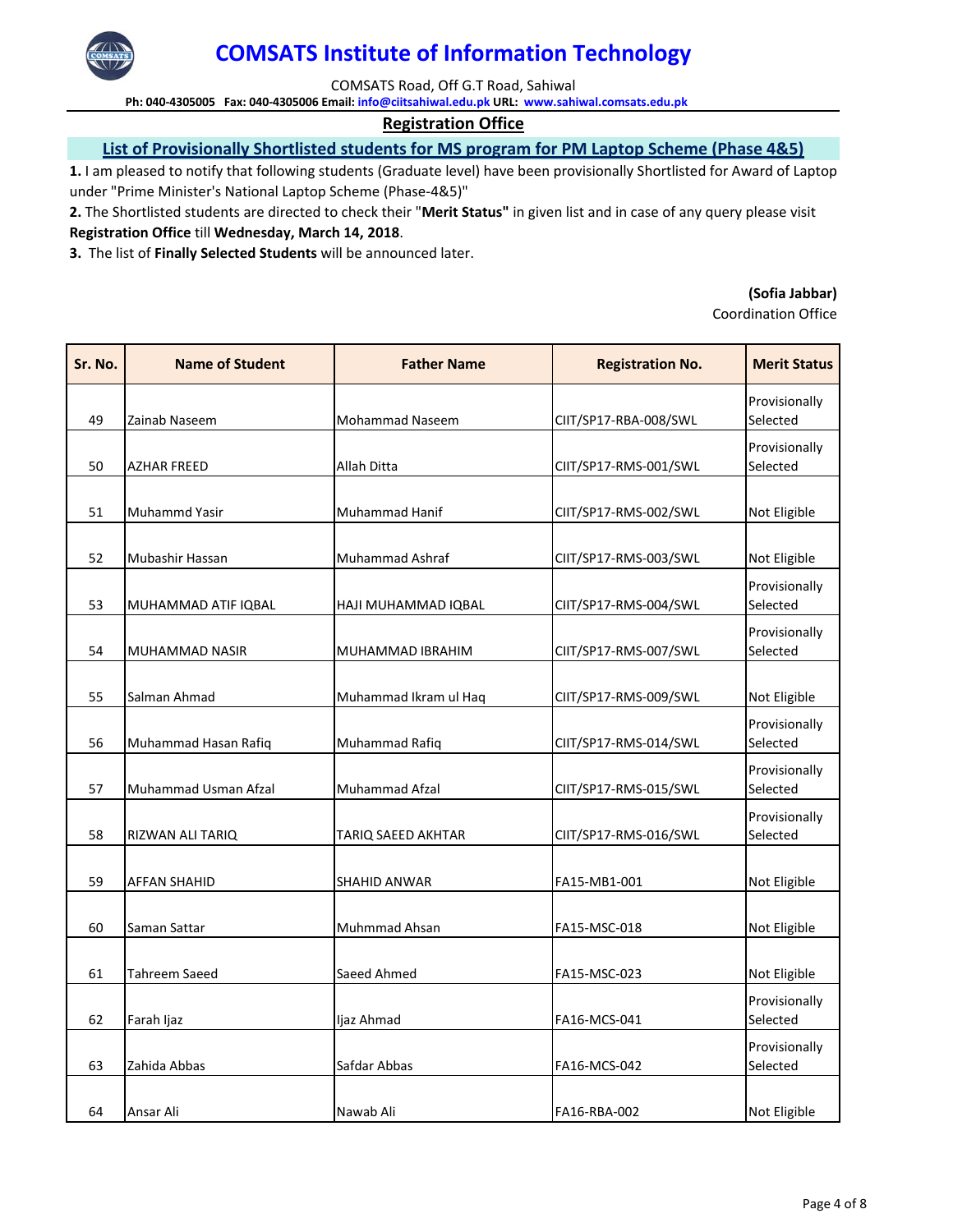# COMSATS Institute of Information Technology

COMSATS Road, Off G.T Road, Sahiwal

**Ph: 040-4305005 Fax: 040-4305006 Email: info@ciitsahiwal.edu.pk URL: www.sahiwal.comsats.edu.pk**

## Registration Office

### List of Provisionally Shortlisted students for MS program for PM Laptop Scheme (Phase 4&5)

**1.** I am pleased to notify that following students (Graduate level) have been provisionally Shortlisted for Award of Laptop under "Prime Minister's National Laptop Scheme (Phase-4&5)"

**2.** The Shortlisted students are directed to check their "**Merit Status"** in given list and in case of any query please visit **Registration Office** till **Wednesday, March 14, 2018**.

**3.** The list of **Finally Selected Students** will be announced later.

**(Sofia Jabbar)**
Coordination Office

| Sr. No. | Name of Student | Father Name | Registration No. | Merit Status |
|---|---|---|---|---|
| 49 | Zainab Naseem | Mohammad Naseem | CIIT/SP17-RBA-008/SWL | Provisionally Selected |
| 50 | AZHAR FREED | Allah Ditta | CIIT/SP17-RMS-001/SWL | Provisionally Selected |
| 51 | Muhammd Yasir | Muhammad Hanif | CIIT/SP17-RMS-002/SWL | Not Eligible |
| 52 | Mubashir Hassan | Muhammad Ashraf | CIIT/SP17-RMS-003/SWL | Not Eligible |
| 53 | MUHAMMAD ATIF IQBAL | HAJI MUHAMMAD IQBAL | CIIT/SP17-RMS-004/SWL | Provisionally Selected |
| 54 | MUHAMMAD NASIR | MUHAMMAD IBRAHIM | CIIT/SP17-RMS-007/SWL | Provisionally Selected |
| 55 | Salman Ahmad | Muhammad Ikram ul Haq | CIIT/SP17-RMS-009/SWL | Not Eligible |
| 56 | Muhammad Hasan Rafiq | Muhammad Rafiq | CIIT/SP17-RMS-014/SWL | Provisionally Selected |
| 57 | Muhammad Usman Afzal | Muhammad Afzal | CIIT/SP17-RMS-015/SWL | Provisionally Selected |
| 58 | RIZWAN ALI TARIQ | TARIQ SAEED AKHTAR | CIIT/SP17-RMS-016/SWL | Provisionally Selected |
| 59 | AFFAN SHAHID | SHAHID ANWAR | FA15-MB1-001 | Not Eligible |
| 60 | Saman Sattar | Muhmmad Ahsan | FA15-MSC-018 | Not Eligible |
| 61 | Tahreem Saeed | Saeed Ahmed | FA15-MSC-023 | Not Eligible |
| 62 | Farah Ijaz | Ijaz Ahmad | FA16-MCS-041 | Provisionally Selected |
| 63 | Zahida Abbas | Safdar Abbas | FA16-MCS-042 | Provisionally Selected |
| 64 | Ansar Ali | Nawab Ali | FA16-RBA-002 | Not Eligible |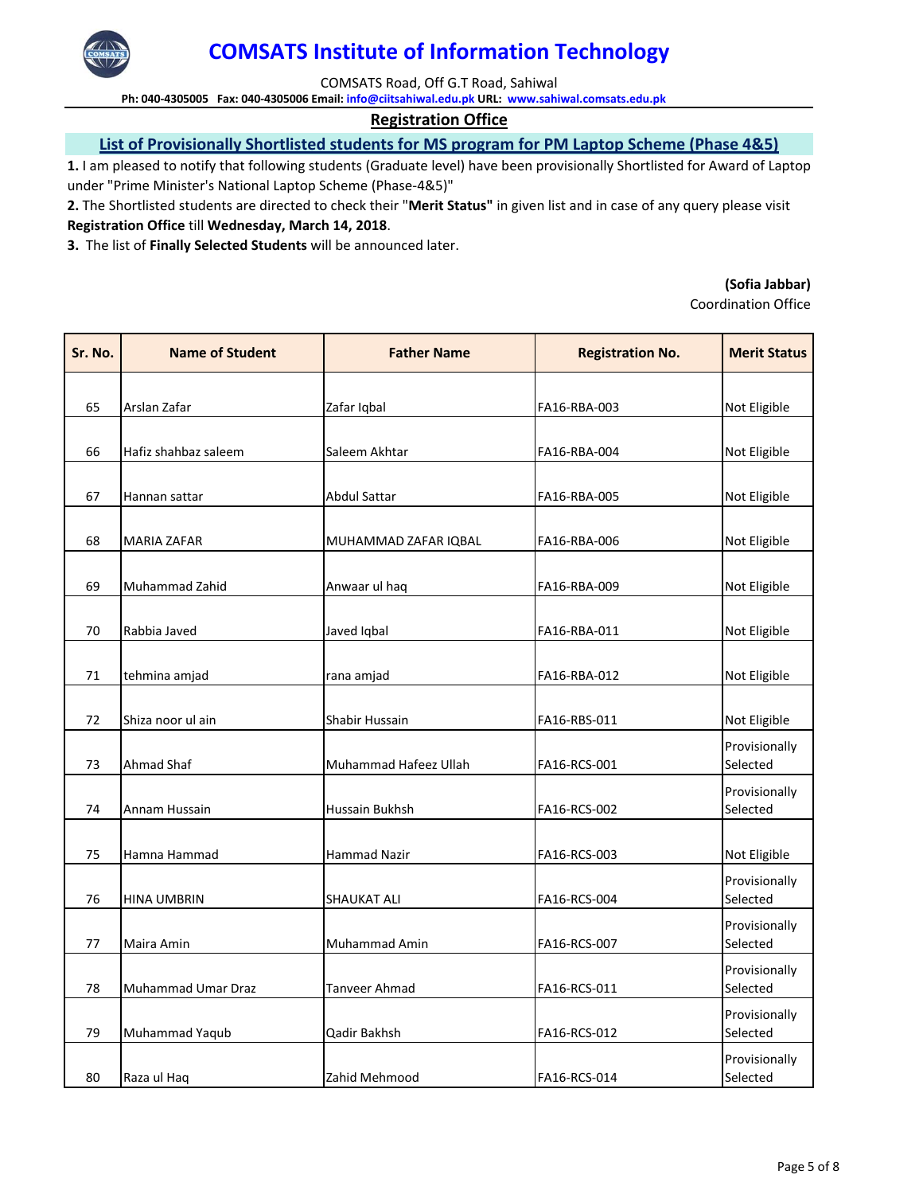# COMSATS Institute of Information Technology

COMSATS Road, Off G.T Road, Sahiwal

**Ph: 040-4305005 Fax: 040-4305006 Email: info@ciitsahiwal.edu.pk URL: www.sahiwal.comsats.edu.pk**

## Registration Office

### List of Provisionally Shortlisted students for MS program for PM Laptop Scheme (Phase 4&5)

**1.** I am pleased to notify that following students (Graduate level) have been provisionally Shortlisted for Award of Laptop under "Prime Minister's National Laptop Scheme (Phase-4&5)"

**2.** The Shortlisted students are directed to check their "**Merit Status"** in given list and in case of any query please visit **Registration Office** till **Wednesday, March 14, 2018**.

**3.** The list of **Finally Selected Students** will be announced later.

**(Sofia Jabbar)**
Coordination Office

| Sr. No. | Name of Student | Father Name | Registration No. | Merit Status |
|---|---|---|---|---|
| 65 | Arslan Zafar | Zafar Iqbal | FA16-RBA-003 | Not Eligible |
| 66 | Hafiz shahbaz saleem | Saleem Akhtar | FA16-RBA-004 | Not Eligible |
| 67 | Hannan sattar | Abdul Sattar | FA16-RBA-005 | Not Eligible |
| 68 | MARIA ZAFAR | MUHAMMAD ZAFAR IQBAL | FA16-RBA-006 | Not Eligible |
| 69 | Muhammad Zahid | Anwaar ul haq | FA16-RBA-009 | Not Eligible |
| 70 | Rabbia Javed | Javed Iqbal | FA16-RBA-011 | Not Eligible |
| 71 | tehmina amjad | rana amjad | FA16-RBA-012 | Not Eligible |
| 72 | Shiza noor ul ain | Shabir Hussain | FA16-RBS-011 | Not Eligible |
| 73 | Ahmad Shaf | Muhammad Hafeez Ullah | FA16-RCS-001 | Provisionally Selected |
| 74 | Annam Hussain | Hussain Bukhsh | FA16-RCS-002 | Provisionally Selected |
| 75 | Hamna Hammad | Hammad Nazir | FA16-RCS-003 | Not Eligible |
| 76 | HINA UMBRIN | SHAUKAT ALI | FA16-RCS-004 | Provisionally Selected |
| 77 | Maira Amin | Muhammad Amin | FA16-RCS-007 | Provisionally Selected |
| 78 | Muhammad Umar Draz | Tanveer Ahmad | FA16-RCS-011 | Provisionally Selected |
| 79 | Muhammad Yaqub | Qadir Bakhsh | FA16-RCS-012 | Provisionally Selected |
| 80 | Raza ul Haq | Zahid Mehmood | FA16-RCS-014 | Provisionally Selected |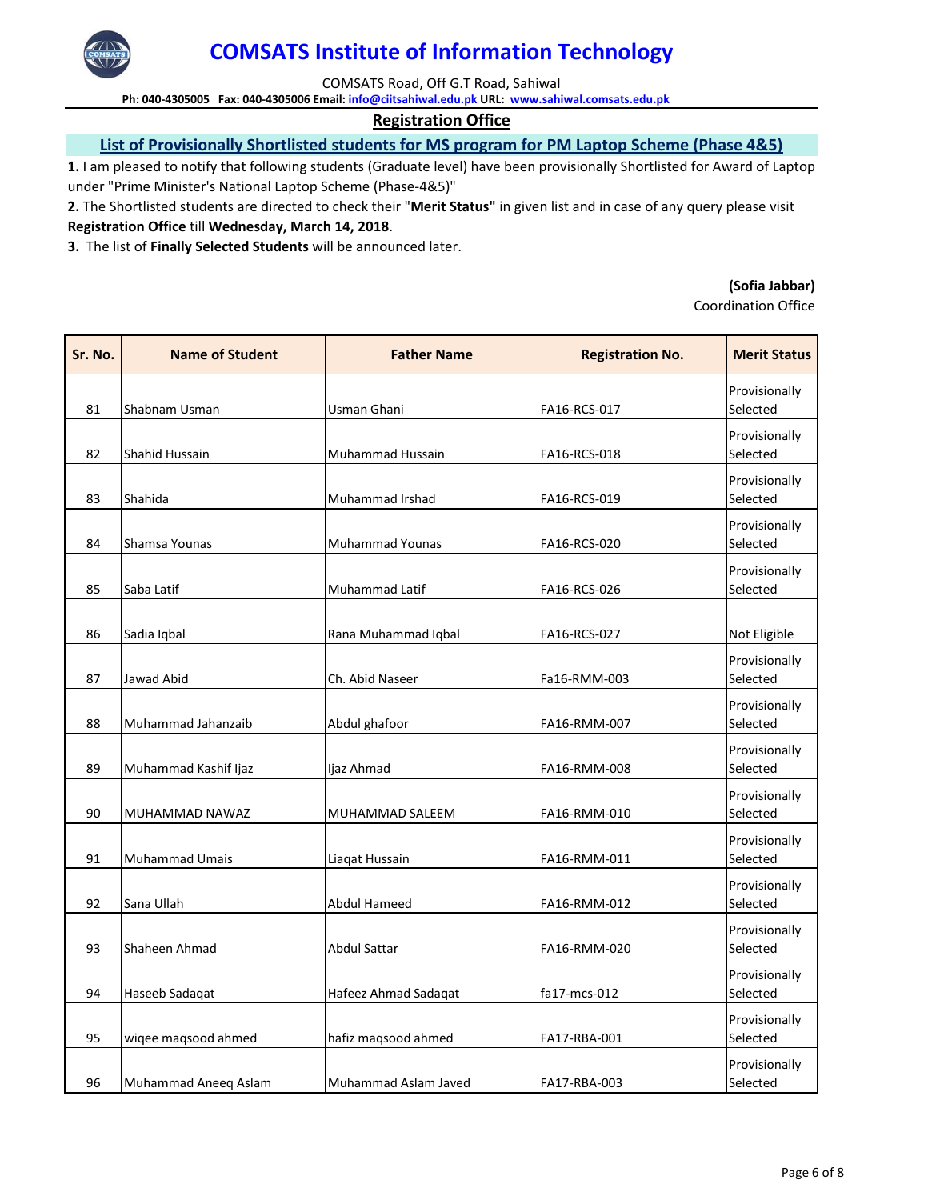# COMSATS Institute of Information Technology

COMSATS Road, Off G.T Road, Sahiwal

**Ph: 040-4305005 Fax: 040-4305006 Email: info@ciitsahiwal.edu.pk URL: www.sahiwal.comsats.edu.pk**

## Registration Office

### List of Provisionally Shortlisted students for MS program for PM Laptop Scheme (Phase 4&5)

**1.** I am pleased to notify that following students (Graduate level) have been provisionally Shortlisted for Award of Laptop under "Prime Minister's National Laptop Scheme (Phase-4&5)"

**2.** The Shortlisted students are directed to check their "**Merit Status"** in given list and in case of any query please visit **Registration Office** till **Wednesday, March 14, 2018**.

**3.** The list of **Finally Selected Students** will be announced later.

**(Sofia Jabbar)**
Coordination Office

| Sr. No. | Name of Student | Father Name | Registration No. | Merit Status |
|---|---|---|---|---|
| 81 | Shabnam Usman | Usman Ghani | FA16-RCS-017 | Provisionally Selected |
| 82 | Shahid Hussain | Muhammad Hussain | FA16-RCS-018 | Provisionally Selected |
| 83 | Shahida | Muhammad Irshad | FA16-RCS-019 | Provisionally Selected |
| 84 | Shamsa Younas | Muhammad Younas | FA16-RCS-020 | Provisionally Selected |
| 85 | Saba Latif | Muhammad Latif | FA16-RCS-026 | Provisionally Selected |
| 86 | Sadia Iqbal | Rana Muhammad Iqbal | FA16-RCS-027 | Not Eligible |
| 87 | Jawad Abid | Ch. Abid Naseer | Fa16-RMM-003 | Provisionally Selected |
| 88 | Muhammad Jahanzaib | Abdul ghafoor | FA16-RMM-007 | Provisionally Selected |
| 89 | Muhammad Kashif Ijaz | Ijaz Ahmad | FA16-RMM-008 | Provisionally Selected |
| 90 | MUHAMMAD NAWAZ | MUHAMMAD SALEEM | FA16-RMM-010 | Provisionally Selected |
| 91 | Muhammad Umais | Liaqat Hussain | FA16-RMM-011 | Provisionally Selected |
| 92 | Sana Ullah | Abdul Hameed | FA16-RMM-012 | Provisionally Selected |
| 93 | Shaheen Ahmad | Abdul Sattar | FA16-RMM-020 | Provisionally Selected |
| 94 | Haseeb Sadaqat | Hafeez Ahmad Sadaqat | fa17-mcs-012 | Provisionally Selected |
| 95 | wiqee maqsood ahmed | hafiz maqsood ahmed | FA17-RBA-001 | Provisionally Selected |
| 96 | Muhammad Aneeq Aslam | Muhammad Aslam Javed | FA17-RBA-003 | Provisionally Selected |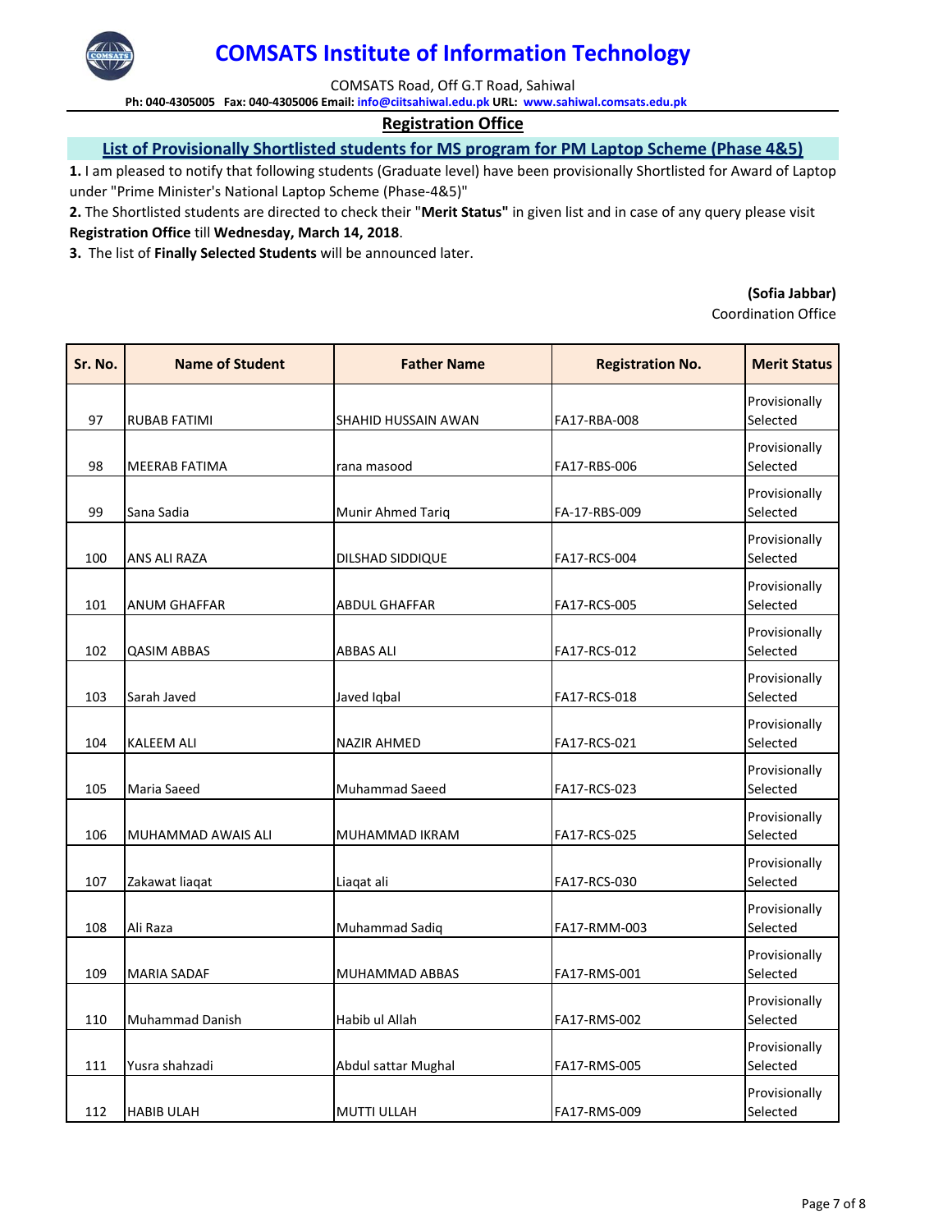# COMSATS Institute of Information Technology

COMSATS Road, Off G.T Road, Sahiwal

**Ph: 040-4305005 Fax: 040-4305006 Email: info@ciitsahiwal.edu.pk URL: www.sahiwal.comsats.edu.pk**

## Registration Office

## List of Provisionally Shortlisted students for MS program for PM Laptop Scheme (Phase 4&5)

**1.** I am pleased to notify that following students (Graduate level) have been provisionally Shortlisted for Award of Laptop under "Prime Minister's National Laptop Scheme (Phase-4&5)"

**2.** The Shortlisted students are directed to check their "**Merit Status"** in given list and in case of any query please visit **Registration Office** till **Wednesday, March 14, 2018**.

**3.** The list of **Finally Selected Students** will be announced later.

**(Sofia Jabbar)**
Coordination Office

| Sr. No. | Name of Student | Father Name | Registration No. | Merit Status |
|---|---|---|---|---|
| 97 | RUBAB FATIMI | SHAHID HUSSAIN AWAN | FA17-RBA-008 | Provisionally Selected |
| 98 | MEERAB FATIMA | rana masood | FA17-RBS-006 | Provisionally Selected |
| 99 | Sana Sadia | Munir Ahmed Tariq | FA-17-RBS-009 | Provisionally Selected |
| 100 | ANS ALI RAZA | DILSHAD SIDDIQUE | FA17-RCS-004 | Provisionally Selected |
| 101 | ANUM GHAFFAR | ABDUL GHAFFAR | FA17-RCS-005 | Provisionally Selected |
| 102 | QASIM ABBAS | ABBAS ALI | FA17-RCS-012 | Provisionally Selected |
| 103 | Sarah Javed | Javed Iqbal | FA17-RCS-018 | Provisionally Selected |
| 104 | KALEEM ALI | NAZIR AHMED | FA17-RCS-021 | Provisionally Selected |
| 105 | Maria Saeed | Muhammad Saeed | FA17-RCS-023 | Provisionally Selected |
| 106 | MUHAMMAD AWAIS ALI | MUHAMMAD IKRAM | FA17-RCS-025 | Provisionally Selected |
| 107 | Zakawat liaqat | Liaqat ali | FA17-RCS-030 | Provisionally Selected |
| 108 | Ali Raza | Muhammad Sadiq | FA17-RMM-003 | Provisionally Selected |
| 109 | MARIA SADAF | MUHAMMAD ABBAS | FA17-RMS-001 | Provisionally Selected |
| 110 | Muhammad Danish | Habib ul Allah | FA17-RMS-002 | Provisionally Selected |
| 111 | Yusra shahzadi | Abdul sattar Mughal | FA17-RMS-005 | Provisionally Selected |
| 112 | HABIB ULAH | MUTTI ULLAH | FA17-RMS-009 | Provisionally Selected |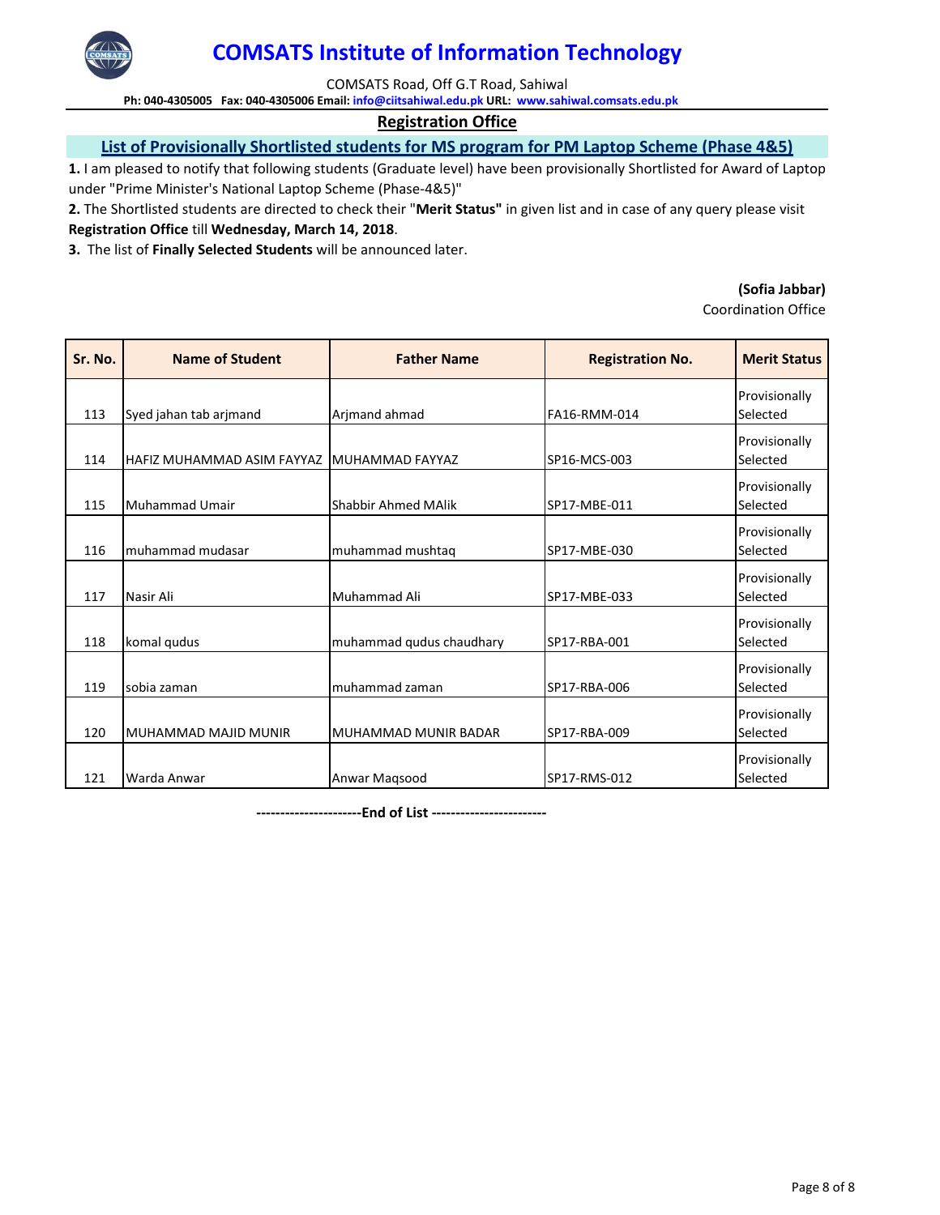# COMSATS Institute of Information Technology

COMSATS Road, Off G.T Road, Sahiwal

**Ph: 040-4305005 Fax: 040-4305006 Email: info@ciitsahiwal.edu.pk URL: www.sahiwal.comsats.edu.pk**

## Registration Office

### List of Provisionally Shortlisted students for MS program for PM Laptop Scheme (Phase 4&5)

**1.** I am pleased to notify that following students (Graduate level) have been provisionally Shortlisted for Award of Laptop under "Prime Minister's National Laptop Scheme (Phase-4&5)"

**2.** The Shortlisted students are directed to check their "**Merit Status"** in given list and in case of any query please visit **Registration Office** till **Wednesday, March 14, 2018**.

**3.** The list of **Finally Selected Students** will be announced later.

**(Sofia Jabbar)**
Coordination Office

| Sr. No. | Name of Student | Father Name | Registration No. | Merit Status |
|---|---|---|---|---|
| 113 | Syed jahan tab arjmand | Arjmand ahmad | FA16-RMM-014 | Provisionally Selected |
| 114 | HAFIZ MUHAMMAD ASIM FAYYAZ | MUHAMMAD FAYYAZ | SP16-MCS-003 | Provisionally Selected |
| 115 | Muhammad Umair | Shabbir Ahmed MAlik | SP17-MBE-011 | Provisionally Selected |
| 116 | muhammad mudasar | muhammad mushtaq | SP17-MBE-030 | Provisionally Selected |
| 117 | Nasir Ali | Muhammad Ali | SP17-MBE-033 | Provisionally Selected |
| 118 | komal qudus | muhammad qudus chaudhary | SP17-RBA-001 | Provisionally Selected |
| 119 | sobia zaman | muhammad zaman | SP17-RBA-006 | Provisionally Selected |
| 120 | MUHAMMAD MAJID MUNIR | MUHAMMAD MUNIR BADAR | SP17-RBA-009 | Provisionally Selected |
| 121 | Warda Anwar | Anwar Maqsood | SP17-RMS-012 | Provisionally Selected |

**----------------------End of List -----------------------**